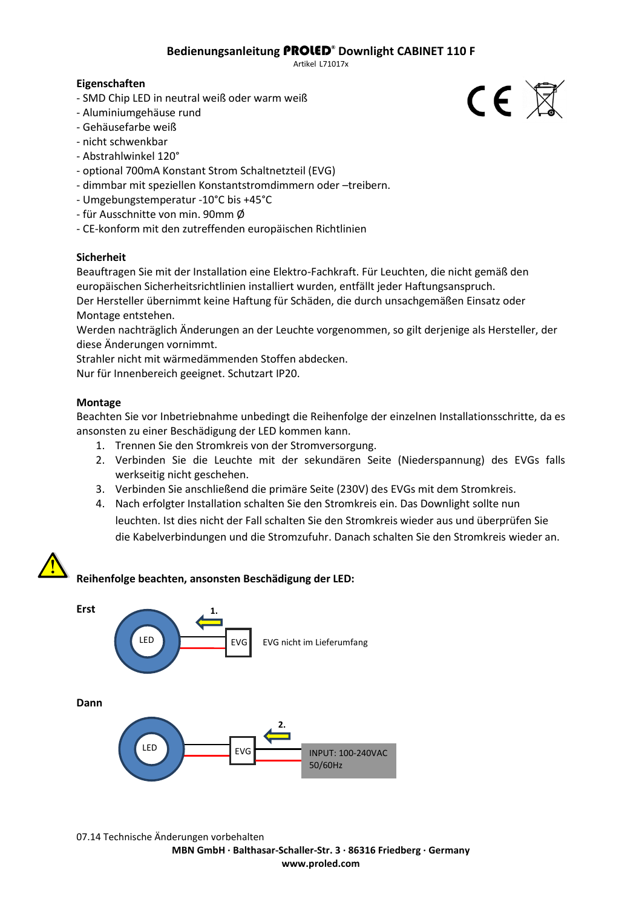# Bedienungsanleitung PROLED® Downlight CABINET 110 F

Artikel L71017x

**Eigenschaften**

- SMD Chip LED in neutral weiß oder warm weiß
- Aluminiumgehäuse rund
- Gehäusefarbe weiß
- nicht schwenkbar
- Abstrahlwinkel 120°
- optional 700mA Konstant Strom Schaltnetzteil (EVG)
- dimmbar mit speziellen Konstantstromdimmern oder –treibern.
- Umgebungstemperatur -10°C bis +45°C
- für Ausschnitte von min. 90mm Ø
- CE-konform mit den zutreffenden europäischen Richtlinien

**Sicherheit**

Beauftragen Sie mit der Installation eine Elektro-Fachkraft. Für Leuchten, die nicht gemäß den europäischen Sicherheitsrichtlinien installiert wurden, entfällt jeder Haftungsanspruch.
Der Hersteller übernimmt keine Haftung für Schäden, die durch unsachgemäßen Einsatz oder Montage entstehen.
Werden nachträglich Änderungen an der Leuchte vorgenommen, so gilt derjenige als Hersteller, der diese Änderungen vornimmt.
Strahler nicht mit wärmedämmenden Stoffen abdecken.
Nur für Innenbereich geeignet. Schutzart IP20.

**Montage**

Beachten Sie vor Inbetriebnahme unbedingt die Reihenfolge der einzelnen Installationsschritte, da es ansonsten zu einer Beschädigung der LED kommen kann.

1. Trennen Sie den Stromkreis von der Stromversorgung.
2. Verbinden Sie die Leuchte mit der sekundären Seite (Niederspannung) des EVGs falls werkseitig nicht geschehen.
3. Verbinden Sie anschließend die primäre Seite (230V) des EVGs mit dem Stromkreis.
4. Nach erfolgter Installation schalten Sie den Stromkreis ein. Das Downlight sollte nun leuchten. Ist dies nicht der Fall schalten Sie den Stromkreis wieder aus und überprüfen Sie die Kabelverbindungen und die Stromzufuhr. Danach schalten Sie den Stromkreis wieder an.

**Reihenfolge beachten, ansonsten Beschädigung der LED:**

**Erst**

1. LED ← EVG — EVG nicht im Lieferumfang

**Dann**

2. LED — EVG ← INPUT: 100-240VAC 50/60Hz

07.14 Technische Änderungen vorbehalten

**MBN GmbH · Balthasar-Schaller-Str. 3 · 86316 Friedberg · Germany**

**www.proled.com**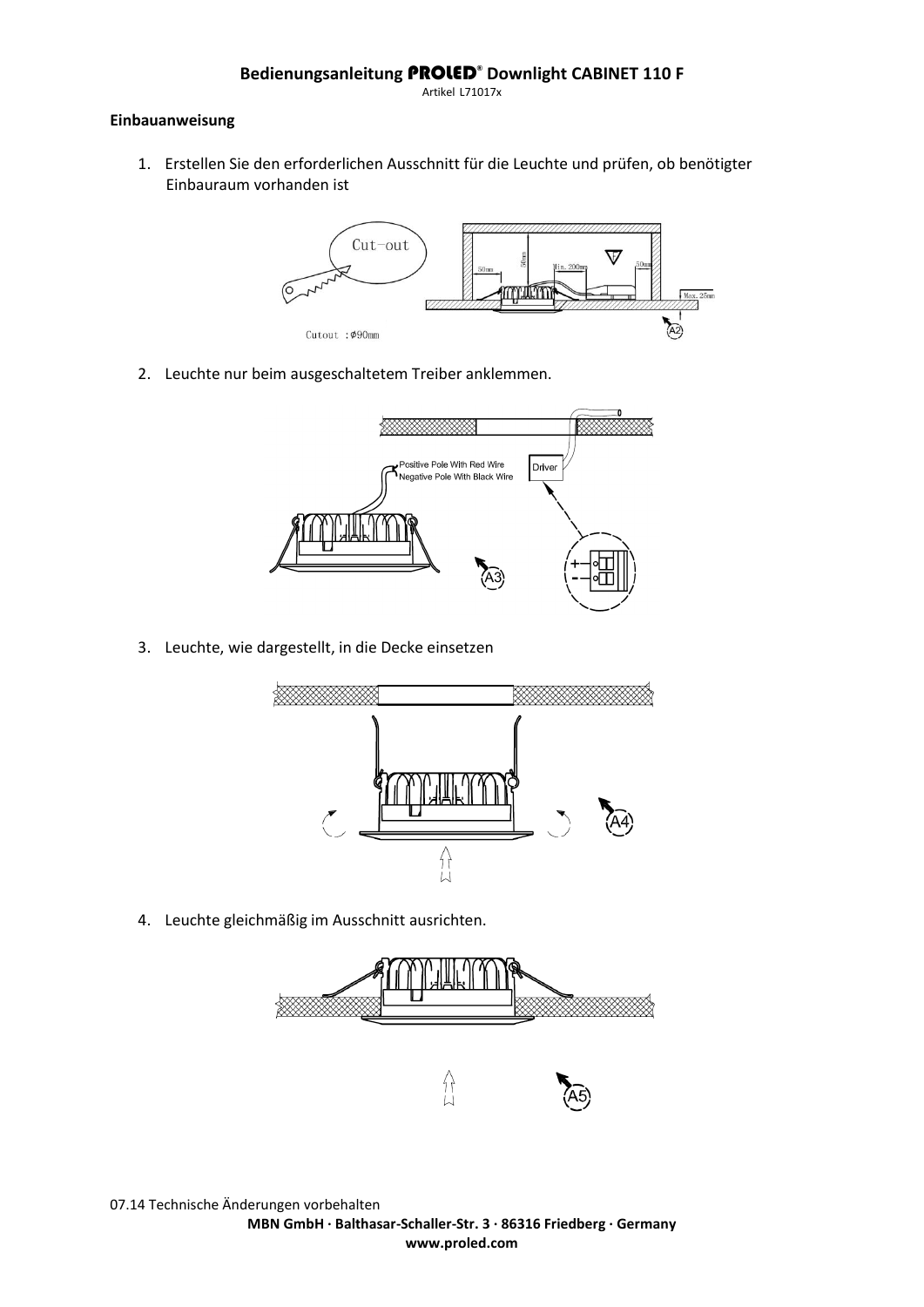# Bedienungsanleitung PROLED® Downlight CABINET 110 F

Artikel L71017x

**Einbauanweisung**

1. Erstellen Sie den erforderlichen Ausschnitt für die Leuchte und prüfen, ob benötigter Einbauraum vorhanden ist

2. Leuchte nur beim ausgeschaltetem Treiber anklemmen.

3. Leuchte, wie dargestellt, in die Decke einsetzen

4. Leuchte gleichmäßig im Ausschnitt ausrichten.

07.14 Technische Änderungen vorbehalten

**MBN GmbH · Balthasar-Schaller-Str. 3 · 86316 Friedberg · Germany**
**www.proled.com**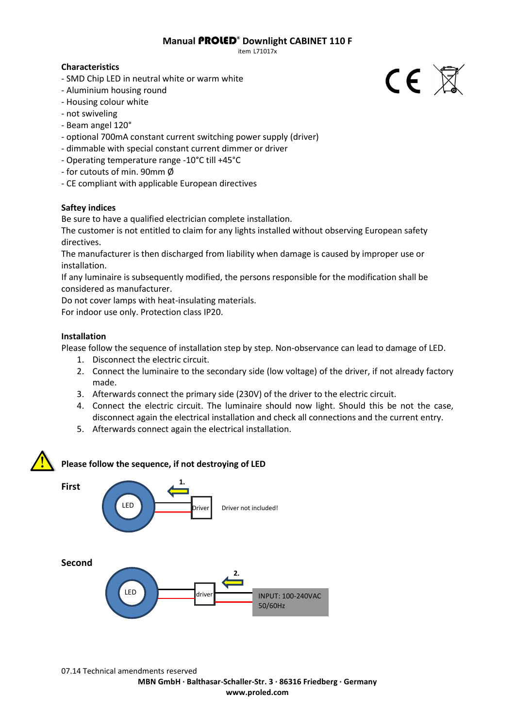# Manual PROLED® Downlight CABINET 110 F

item L71017x

**Characteristics**

- SMD Chip LED in neutral white or warm white
- Aluminium housing round
- Housing colour white
- not swiveling
- Beam angel 120°
- optional 700mA constant current switching power supply (driver)
- dimmable with special constant current dimmer or driver
- Operating temperature range -10°C till +45°C
- for cutouts of min. 90mm Ø
- CE compliant with applicable European directives

**Saftey indices**

Be sure to have a qualified electrician complete installation.
The customer is not entitled to claim for any lights installed without observing European safety directives.
The manufacturer is then discharged from liability when damage is caused by improper use or installation.
If any luminaire is subsequently modified, the persons responsible for the modification shall be considered as manufacturer.
Do not cover lamps with heat-insulating materials.
For indoor use only. Protection class IP20.

**Installation**

Please follow the sequence of installation step by step. Non-observance can lead to damage of LED.

1. Disconnect the electric circuit.
2. Connect the luminaire to the secondary side (low voltage) of the driver, if not already factory made.
3. Afterwards connect the primary side (230V) of the driver to the electric circuit.
4. Connect the electric circuit. The luminaire should now light. Should this be not the case, disconnect again the electrical installation and check all connections and the current entry.
5. Afterwards connect again the electrical installation.

**Please follow the sequence, if not destroying of LED**

**First**

LED — 1. — Driver — Driver not included!

**Second**

LED — driver — 2. — INPUT: 100-240VAC 50/60Hz

07.14 Technical amendments reserved

**MBN GmbH · Balthasar-Schaller-Str. 3 · 86316 Friedberg · Germany**
**www.proled.com**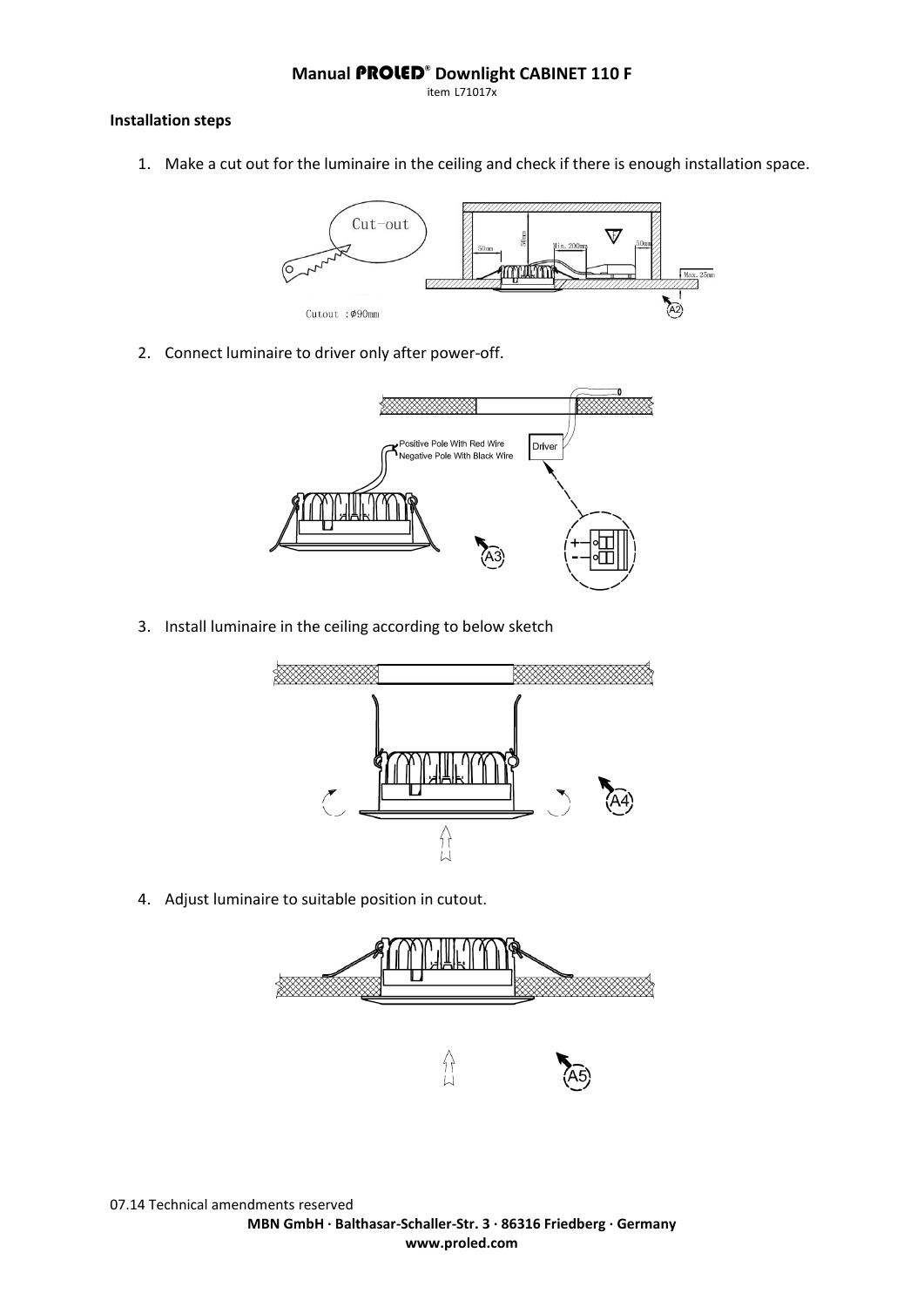# Manual PROLED® Downlight CABINET 110 F

item L71017x

**Installation steps**

1. Make a cut out for the luminaire in the ceiling and check if there is enough installation space.

Cut-out

Cutout : ø90mm

50mm

50mm

Min. 200mm

50mm

Max. 25mm

A2

2. Connect luminaire to driver only after power-off.

Positive Pole With Red Wire

Negative Pole With Black Wire

Driver

A3

3. Install luminaire in the ceiling according to below sketch

A4

4. Adjust luminaire to suitable position in cutout.

A5

07.14 Technical amendments reserved

**MBN GmbH · Balthasar-Schaller-Str. 3 · 86316 Friedberg · Germany**
**www.proled.com**